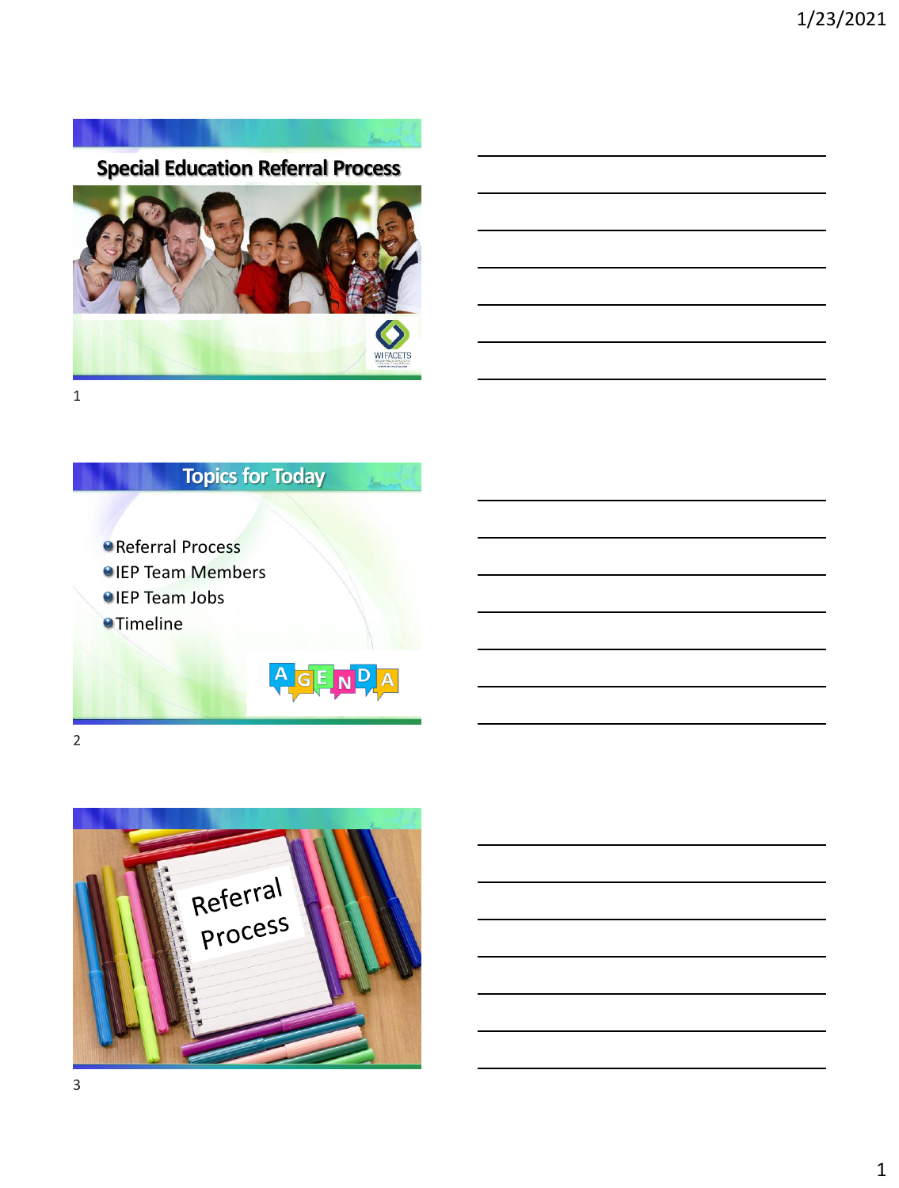## Special Education Referral Process

## Topics for Today

- Referral Process
- IEP Team Members
- IEP Team Jobs
- Timeline

Referral Process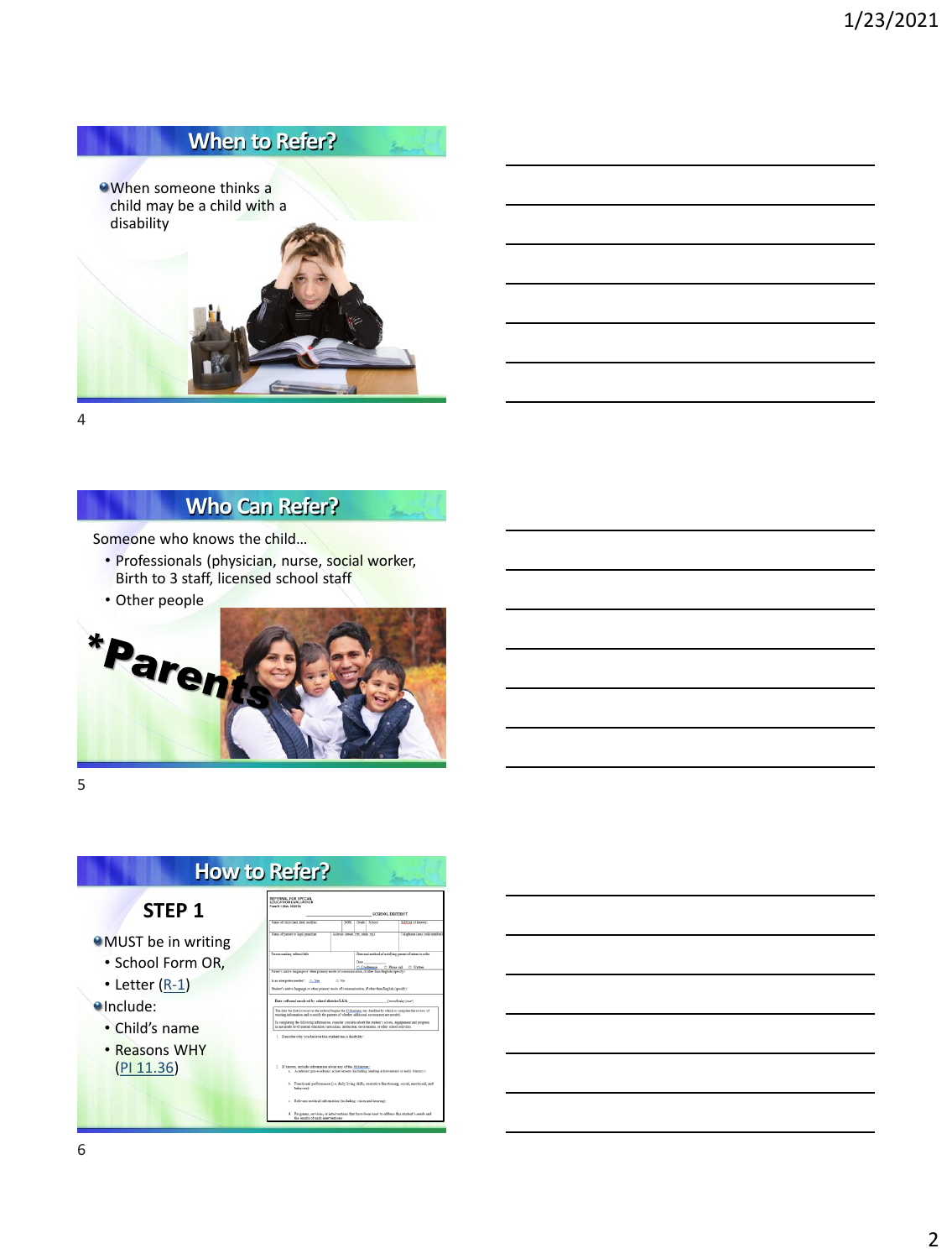## When to Refer?

- When someone thinks a child may be a child with a disability

## Who Can Refer?

Someone who knows the child…

- Professionals (physician, nurse, social worker, Birth to 3 staff, licensed school staff
- Other people

*Parents

## How to Refer?

### STEP 1

- MUST be in writing
  - School Form OR,
  - Letter (R-1)
- Include:
  - Child's name
  - Reasons WHY (PI 11.36)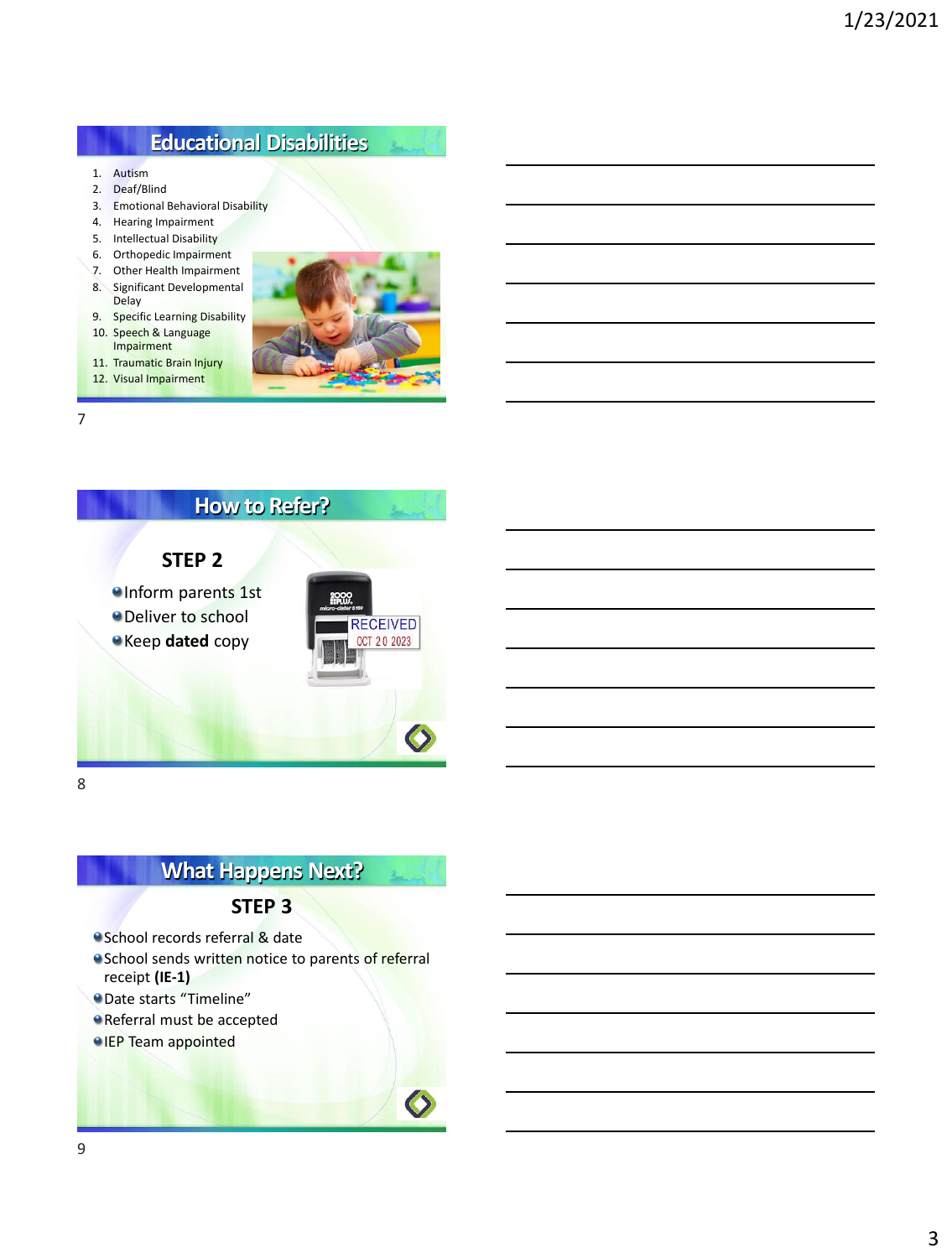## Educational Disabilities

1. Autism
2. Deaf/Blind
3. Emotional Behavioral Disability
4. Hearing Impairment
5. Intellectual Disability
6. Orthopedic Impairment
7. Other Health Impairment
8. Significant Developmental Delay
9. Specific Learning Disability
10. Speech & Language Impairment
11. Traumatic Brain Injury
12. Visual Impairment

## How to Refer?

### STEP 2

- Inform parents 1st
- Deliver to school
- Keep **dated** copy

## What Happens Next?

### STEP 3

- School records referral & date
- School sends written notice to parents of referral receipt **(IE-1)**
- Date starts "Timeline"
- Referral must be accepted
- IEP Team appointed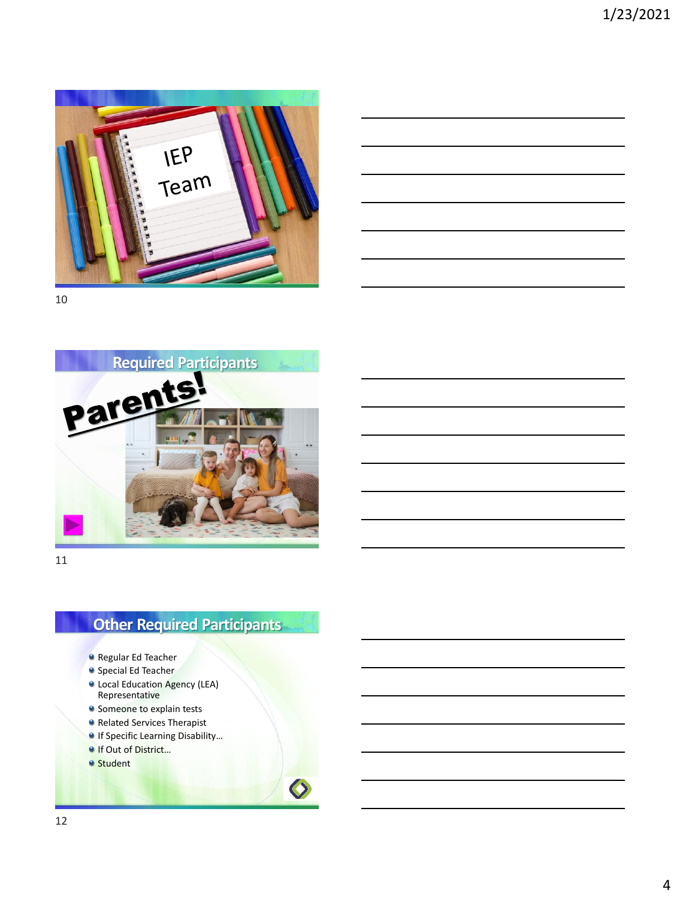IEP Team

## Required Participants

Parents!

## Other Required Participants

- Regular Ed Teacher
- Special Ed Teacher
- Local Education Agency (LEA) Representative
- Someone to explain tests
- Related Services Therapist
- If Specific Learning Disability…
- If Out of District…
- Student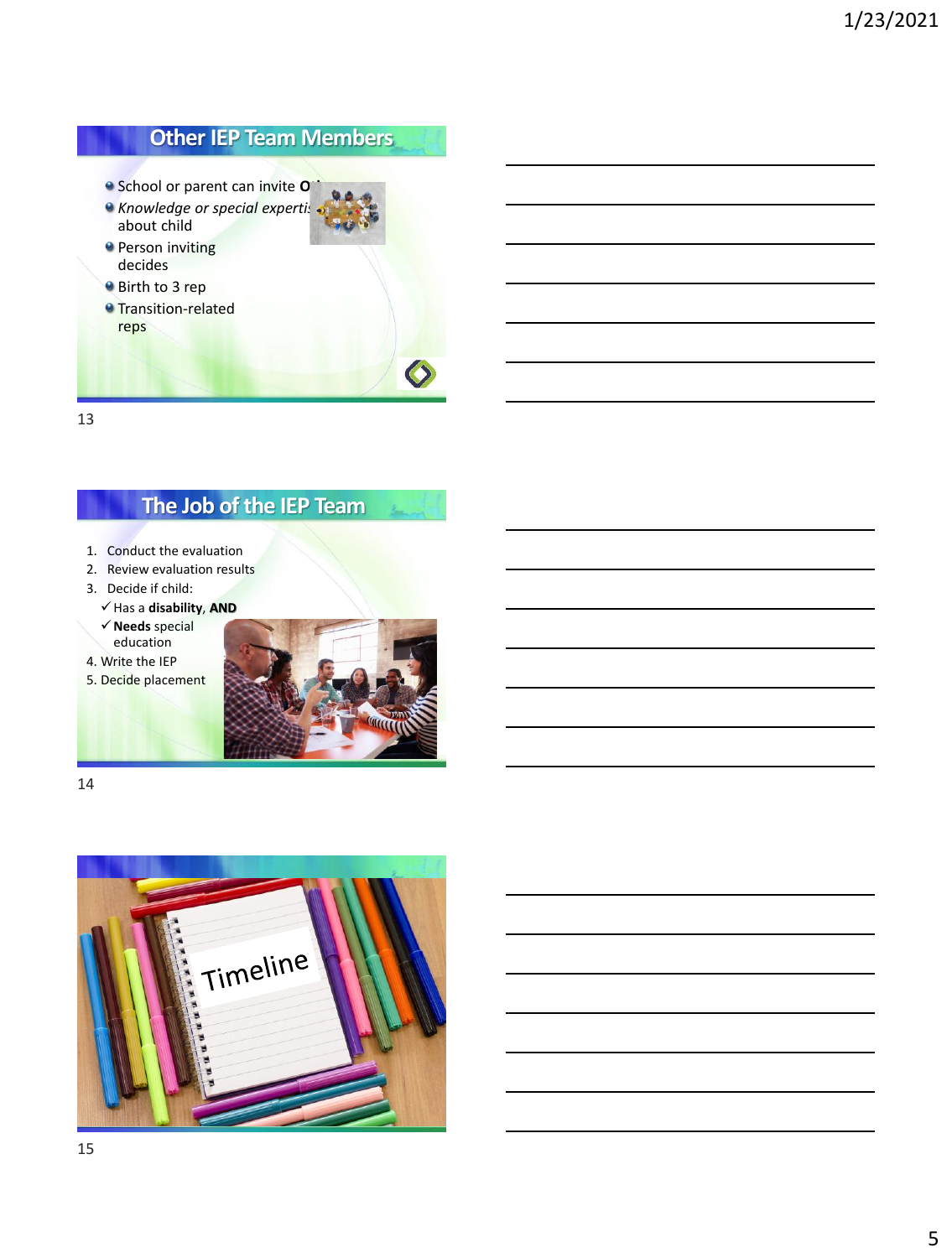## Other IEP Team Members

- School or parent can invite O
- *Knowledge or special experti* about child
- Person inviting decides
- Birth to 3 rep
- Transition-related reps

## The Job of the IEP Team

1. Conduct the evaluation
2. Review evaluation results
3. Decide if child:
   - ✓ Has a **disability**, **AND**
   - ✓ **Needs** special education
4. Write the IEP
5. Decide placement

Timeline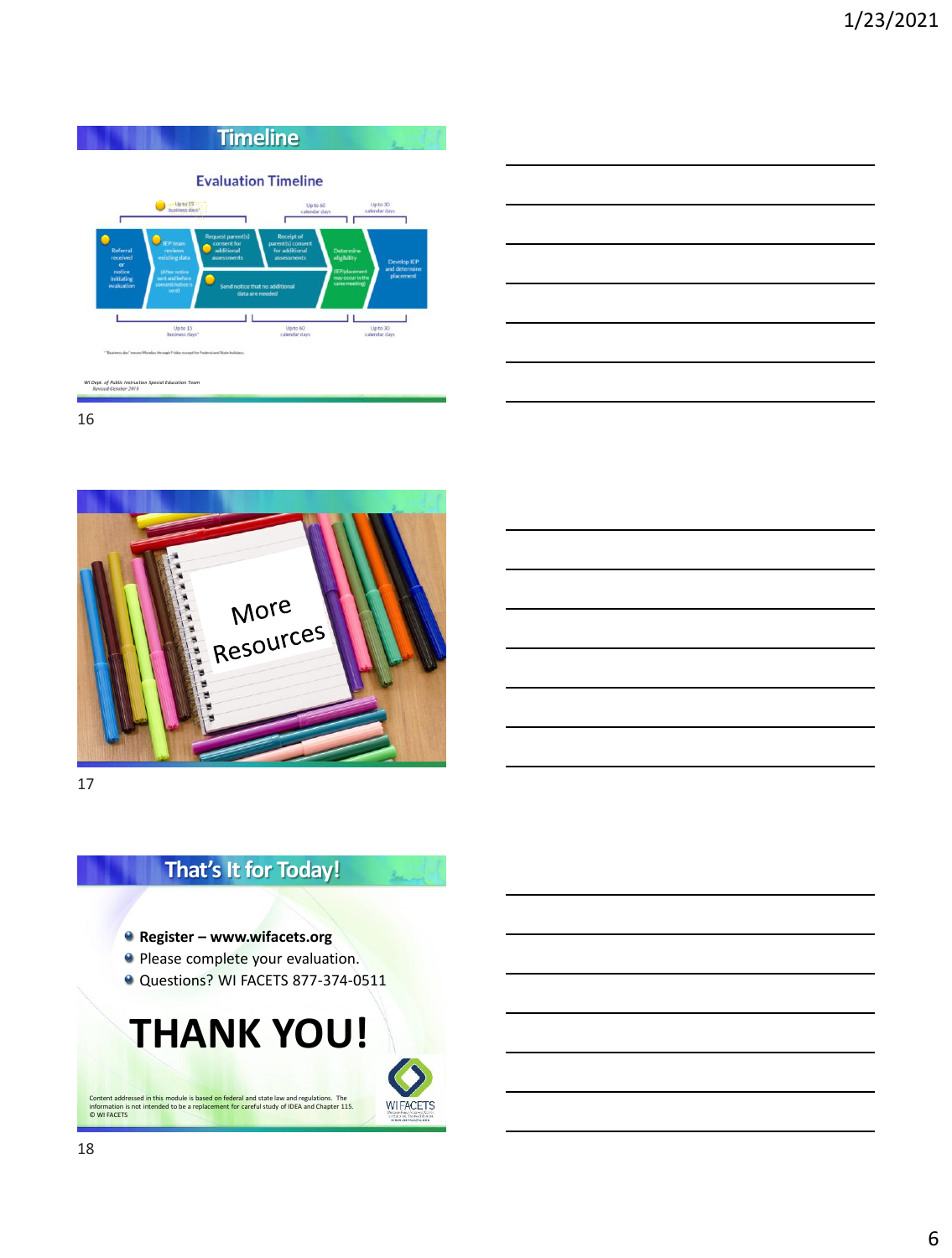## Timeline

### Evaluation Timeline

Up to 15 business days*

Up to 60 calendar days

Up to 30 calendar days

Referral received or notice initiating evaluation

IEP team reviews existing data (After notice sent and before consent/notice is sent)

Request parent(s) consent for additional assessments

Receipt of parent(s) consent for additional assessments

Send notice that no additional data are needed

Determine eligibility (IEP/placement may occur in the same meeting)

Develop IEP and determine placement

Up to 15 business days*

Up to 60 calendar days

Up to 30 calendar days

*"Business day" means Monday through Friday except for Federal and State holidays.

*WI Dept. of Public Instruction Special Education Team*
*Revised October 2018*

More Resources

## That's It for Today!

- **Register – www.wifacets.org**
- Please complete your evaluation.
- Questions? WI FACETS 877-374-0511

# THANK YOU!

Content addressed in this module is based on federal and state law and regulations. The information is not intended to be a replacement for careful study of IDEA and Chapter 115.
© WI FACETS

WI FACETS